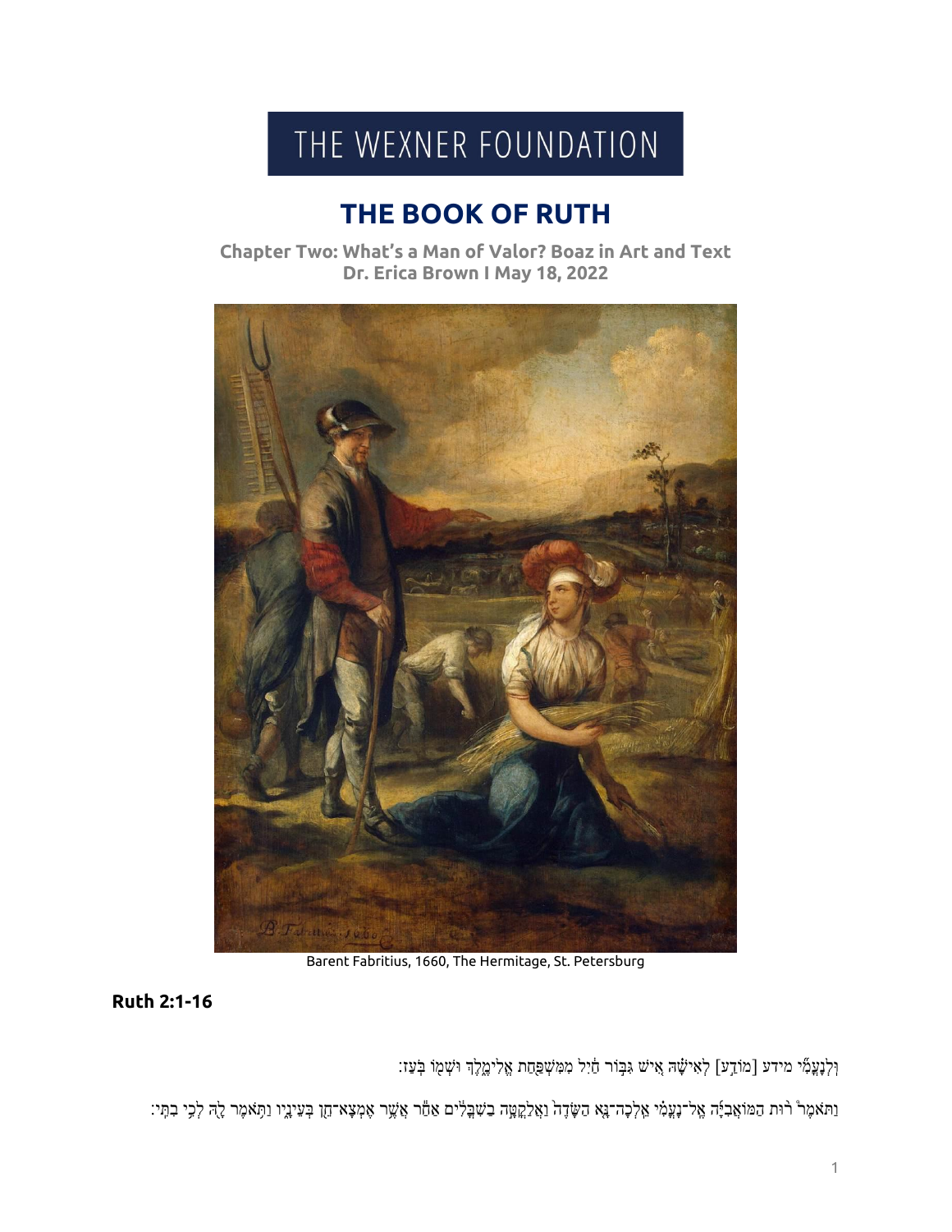# THE WEXNER FOUNDATION

## THE BOOK OF RUTH

**Chapter Two: What's a Man of Valor? Boaz in Art and Text**
**Dr. Erica Brown I May 18, 2022**

Barent Fabritius, 1660, The Hermitage, St. Petersburg

### Ruth 2:1-16

וּֽלְנָעֳמִ֞י מידע [מוֹדַ֣ע] לְאִישָׁ֗הּ אִ֚ישׁ גִּבּ֣וֹר חַ֔יִל מִמִּשְׁפַּ֖חַת אֱלִימֶ֑לֶךְ וּשְׁמ֖וֹ בֹּֽעַז׃

וַתֹּאמֶר֩ ר֨וּת הַמּוֹאֲבִיָּ֜ה אֶֽל־נָעֳמִ֗י אֵֽלְכָה־נָּ֤א הַשָּׂדֶה֙ וַאֲלַקֳטָ֣ה בַשִׁבֳּלִ֔ים אַחַ֕ר אֲשֶׁ֥ר אֶמְצָא־חֵ֖ן בְּעֵינָ֑יו וַתֹּ֥אמֶר לָ֖הּ לְכִ֥י בִתִּֽי׃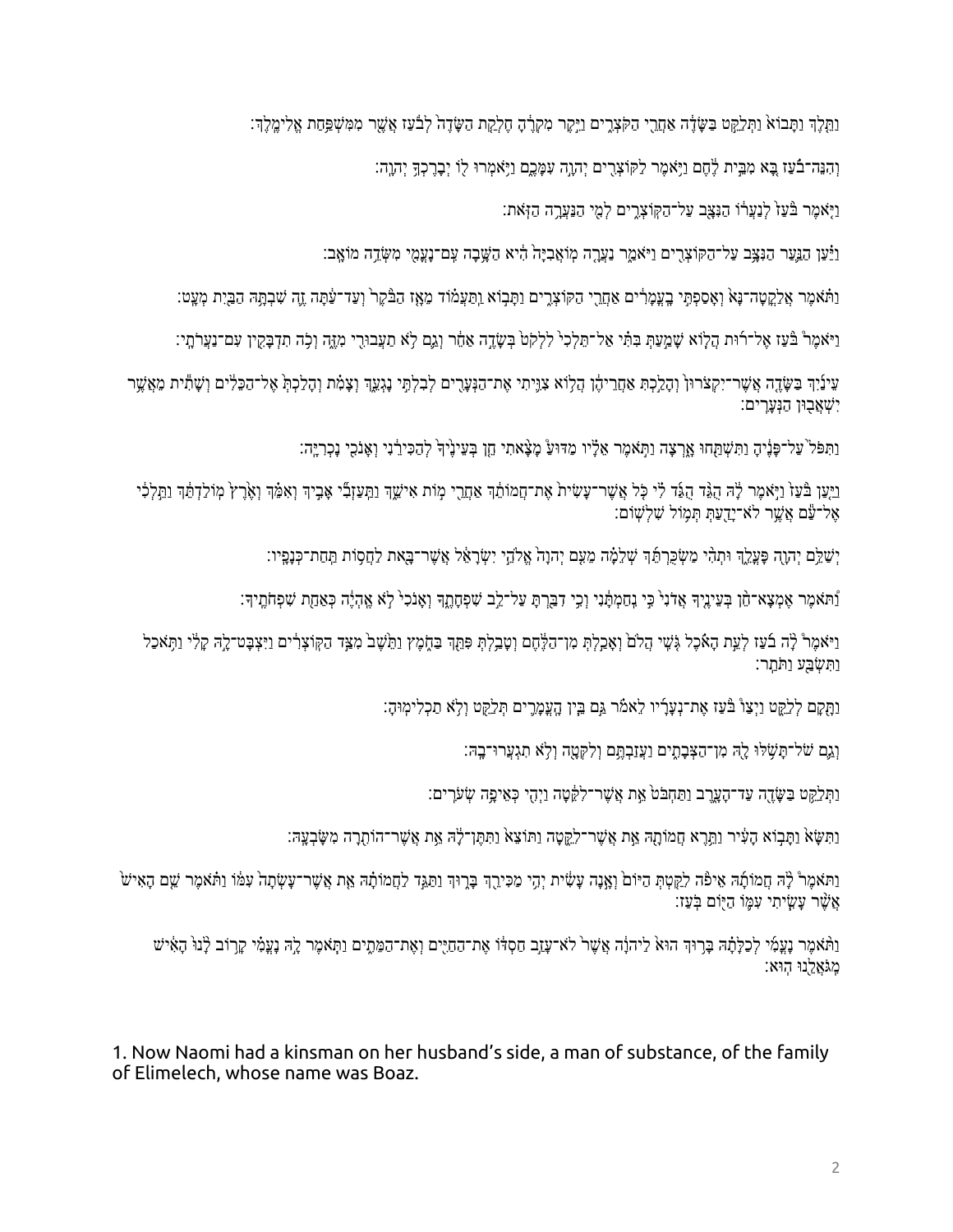וַתֵּ֣לֶךְ וַתָּב֗וֹא וַתְּלַקֵּ֤ט בַּשָּׂדֶה֙ אַחֲרֵ֣י הַקֹּצְרִ֑ים וַיִּ֣קֶר מִקְרֶ֔הָ חֶלְקַ֤ת הַשָּׂדֶה֙ לְבֹ֔עַז אֲשֶׁ֖ר מִמִּשְׁפַּ֥חַת אֱלִימֶֽלֶךְ׃

וְהִנֵּה־בֹ֗עַז בָּ֚א מִבֵּ֣ית לֶ֔חֶם וַיֹּ֥אמֶר לַקּוֹצְרִ֖ים יְהוָ֣ה עִמָּכֶ֑ם וַיֹּ֥אמְרוּ ל֖וֹ יְבָרֶכְךָ֥ יְהוָֽה׃

וַיֹּ֤אמֶר בֹּ֙עַז֙ לְנַעֲר֔וֹ הַנִּצָּ֖ב עַל־הַקּוֹצְרִ֑ים לְמִ֖י הַנַּעֲרָ֥ה הַזֹּֽאת׃

וַיַּ֗עַן הַנַּ֛עַר הַנִּצָּ֥ב עַל־הַקּוֹצְרִ֖ים וַיֹּאמַ֑ר נַעֲרָ֤ה מֽוֹאֲבִיָּה֙ הִ֔יא הַשָּׁ֥בָה עִֽם־נָעֳמִ֖י מִשְּׂדֵ֥ה מוֹאָֽב׃

וַתֹּ֗אמֶר אֲלַקֳטָה־נָּא֙ וְאָסַפְתִּ֣י בָֽעֳמָרִ֔ים אַחֲרֵ֖י הַקּוֹצְרִ֑ים וַתָּב֣וֹא וַֽתַּעֲמ֗וֹד מֵאָ֤ז הַבֹּ֙קֶר֙ וְעַד־עַ֔תָּה זֶ֛ה שִׁבְתָּ֥הּ הַבַּ֖יִת מְעָֽט׃

וַיֹּאמֶר֩ בֹּ֨עַז אֶל־ר֜וּת הֲל֧וֹא שָׁמַ֣עַתְּ בִּתִּ֗י אַל־תֵּלְכִי֙ לִלְקֹ֙ט בְּשָׂדֶ֣ה אַחֵ֔ר וְגַ֛ם לֹ֥א תַעֲבוּרִ֖י מִזֶּ֑ה וְכֹ֥ה תִדְבָּקִ֖ין עִם־נַעֲרֹתָֽי׃

עֵינַ֜יִךְ בַּשָּׂדֶ֤ה אֲשֶׁר־יִקְצֹרוּן֙ וְהָלַ֣כְתְּ אַחֲרֵיהֶ֔ן הֲל֥וֹא צִוִּ֛יתִי אֶת־הַנְּעָרִ֖ים לְבִלְתִּ֣י נָגְעֵ֑ךְ וְצָמִ֗ת וְהָלַכְתְּ֙ אֶל־הַכֵּלִ֔ים וְשָׁתִ֕ית מֵאֲשֶׁ֥ר יִשְׁאֲב֖וּן הַנְּעָרִֽים׃

וַתִּפֹּל֙ עַל־פָּנֶ֔יהָ וַתִּשְׁתַּ֖חוּ אָ֑רְצָה וַתֹּ֣אמֶר אֵלָ֗יו מַדּ֨וּעַ מָצָ֤אתִי חֵן֙ בְּעֵינֶ֣יךָ לְהַכִּירֵ֔נִי וְאָנֹכִ֖י נָכְרִיָּֽה׃

וַיַּ֤עַן בֹּ֙עַז֙ וַיֹּ֣אמֶר לָ֔הּ הֻגֵּ֨ד הֻגַּ֜ד לִ֗י כֹּ֤ל אֲשֶׁר־עָשִׂית֙ אֶת־חֲמוֹתֵ֔ךְ אַחֲרֵ֖י מ֣וֹת אִישֵׁ֑ךְ וַתַּעַזְבִ֞י אָבִ֣יךְ וְאִמֵּ֗ךְ וְאֶ֙רֶץ֙ מֽוֹלַדְתֵּ֔ךְ וַתֵּ֣לְכִ֔י אֶל־עַ֖ם אֲשֶׁ֥ר לֹא־יָדַ֖עַתְּ תְּמ֥וֹל שִׁלְשֽׁוֹם׃

יְשַׁלֵּ֥ם יְהוָ֖ה פָּעֳלֵ֑ךְ וּתְהִ֨י מַשְׂכֻּרְתֵּ֜ךְ שְׁלֵמָ֗ה מֵעִ֤ם יְהוָה֙ אֱלֹהֵ֣י יִשְׂרָאֵ֔ל אֲשֶׁר־בָּ֖את לַחֲס֥וֹת תַּֽחַת־כְּנָפָֽיו׃

וַ֠תֹּאמֶר אֶמְצָא־חֵ֨ן בְּעֵינֶ֤יךָ אֲדֹנִי֙ כִּ֣י נִֽחַמְתָּ֔נִי וְכִ֥י דִבַּ֖רְתָּ עַל־לֵ֣ב שִׁפְחָתֶ֑ךָ וְאָנֹכִי֙ לֹ֣א אֶֽהְיֶ֔ה כְּאַחַ֖ת שִׁפְחֹתֶֽיךָ׃

וַיֹּאמֶר֩ לָ֨ה בֹ֜עַז לְעֵ֣ת הָאֹ֗כֶל גֹּ֤שִֽׁי הֲלֹם֙ וְאָכַ֣לְתְּ מִן־הַלֶּ֔חֶם וְטָבַ֥לְתְּ פִּתֵּ֖ךְ בַּחֹ֑מֶץ וַתֵּ֙שֶׁב֙ מִצַּ֣ד הַקּוֹצְרִ֔ים וַיִּצְבָּט־לָ֣הּ קָלִ֔י וַתֹּ֥אכַל וַתִּשְׂבַּ֖ע וַתֹּתַֽר׃

וַתָּ֖קָם לְלַקֵּ֑ט וַיְצַו֩ בֹּ֨עַז אֶת־נְעָרָ֜יו לֵאמֹ֗ר גַּ֣ם בֵּ֧ין הָֽעֳמָרִ֛ים תְּלַקֵּ֖ט וְלֹ֥א תַכְלִימֽוּהָ׃

וְגַ֛ם שֹׁל־תָּשֹׁ֥לּוּ לָ֖הּ מִן־הַצְּבָתִ֑ים וַעֲזַבְתֶּ֥ם וְלִקְּטָ֖ה וְלֹ֥א תִגְעֲרוּ־בָֽהּ׃

וַתְּלַקֵּ֥ט בַּשָּׂדֶ֖ה עַד־הָעָ֑רֶב וַתַּחְבֹּט֙ אֵ֣ת אֲשֶׁר־לִקֵּ֔טָה וַיְהִ֖י כְּאֵיפָ֥ה שְׂעֹרִֽים׃

וַתִּשָּׂא֙ וַתָּב֣וֹא הָעִ֔יר וַתֵּ֥רֶא חֲמוֹתָ֖הּ אֵ֣ת אֲשֶׁר־לִקֵּ֑טָה וַתּוֹצֵא֙ וַתִּתֶּן־לָ֔הּ אֵ֥ת אֲשֶׁר־הוֹתִ֖רָה מִשָּׂבְעָֽהּ׃

וַתֹּאמֶר֩ לָ֨הּ חֲמוֹתָ֜הּ אֵיפֹ֨ה לִקַּ֤טְתְּ הַיּוֹם֙ וְאָ֣נָה עָשִׂ֔ית יְהִ֥י מַכִּירֵ֖ךְ בָּר֑וּךְ וַתַּגֵּ֣ד לַחֲמוֹתָ֗הּ אֵ֤ת אֲשֶׁר־עָשְׂתָה֙ עִמּ֔וֹ וַתֹּ֗אמֶר שֵׁ֤ם הָאִישׁ֙ אֲשֶׁ֨ר עָשִׂ֧יתִי עִמּ֛וֹ הַיּ֖וֹם בֹּֽעַז׃

וַתֹּ֨אמֶר נָעֳמִ֜י לְכַלָּתָ֗הּ בָּר֥וּךְ הוּא֙ לַיהוָ֔ה אֲשֶׁר֙ לֹא־עָזַ֣ב חַסְדּ֔וֹ אֶת־הַחַיִּ֖ים וְאֶת־הַמֵּתִ֑ים וַתֹּ֧אמֶר לָ֣הּ נָעֳמִ֗י קָר֥וֹב לָ֙נוּ֙ הָאִ֔ישׁ מִֽגֹּאֲלֵ֖נוּ הֽוּא׃

1. Now Naomi had a kinsman on her husband's side, a man of substance, of the family of Elimelech, whose name was Boaz.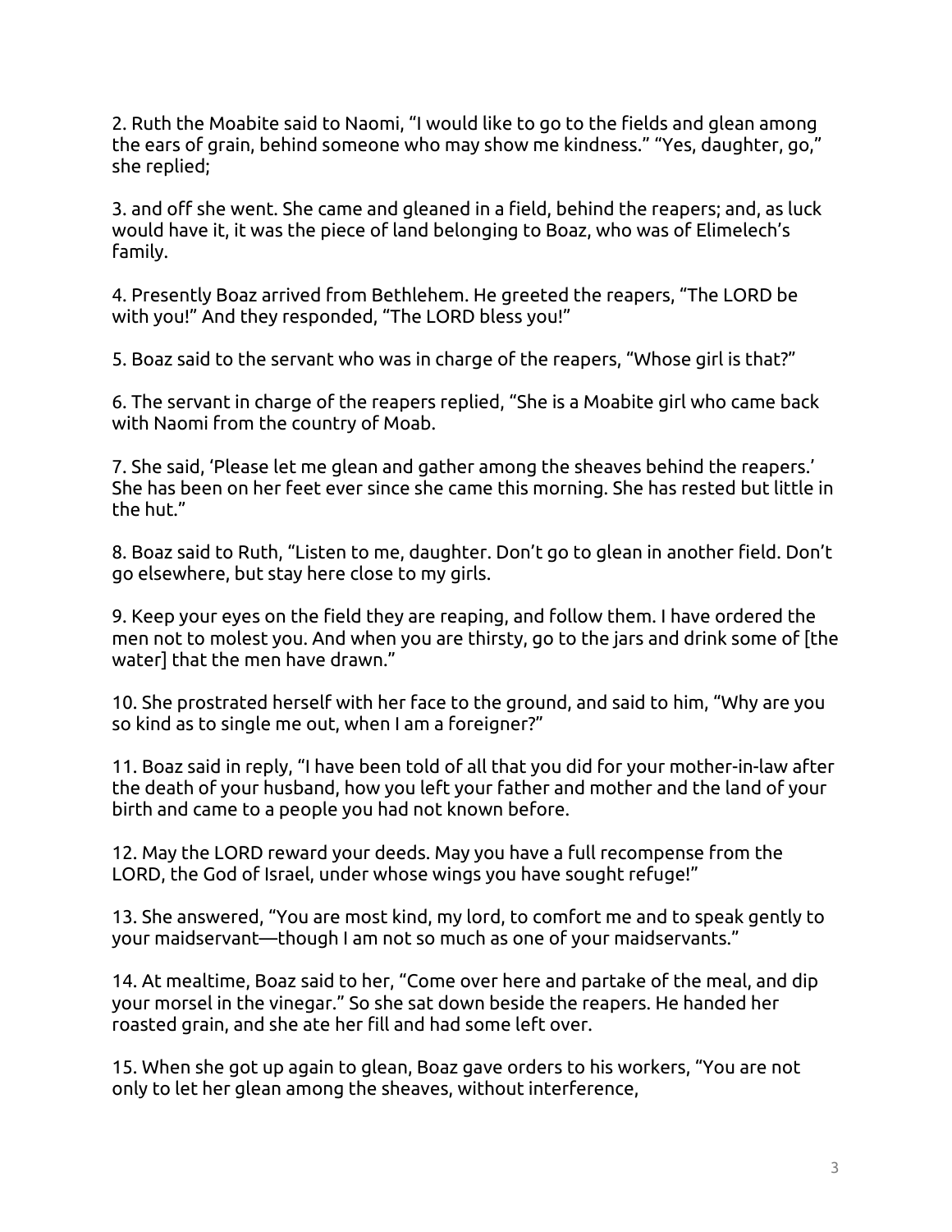2. Ruth the Moabite said to Naomi, "I would like to go to the fields and glean among the ears of grain, behind someone who may show me kindness." "Yes, daughter, go," she replied;

3. and off she went. She came and gleaned in a field, behind the reapers; and, as luck would have it, it was the piece of land belonging to Boaz, who was of Elimelech's family.

4. Presently Boaz arrived from Bethlehem. He greeted the reapers, "The LORD be with you!" And they responded, "The LORD bless you!"

5. Boaz said to the servant who was in charge of the reapers, "Whose girl is that?"

6. The servant in charge of the reapers replied, "She is a Moabite girl who came back with Naomi from the country of Moab.

7. She said, 'Please let me glean and gather among the sheaves behind the reapers.' She has been on her feet ever since she came this morning. She has rested but little in the hut."

8. Boaz said to Ruth, "Listen to me, daughter. Don't go to glean in another field. Don't go elsewhere, but stay here close to my girls.

9. Keep your eyes on the field they are reaping, and follow them. I have ordered the men not to molest you. And when you are thirsty, go to the jars and drink some of [the water] that the men have drawn."

10. She prostrated herself with her face to the ground, and said to him, "Why are you so kind as to single me out, when I am a foreigner?"

11. Boaz said in reply, "I have been told of all that you did for your mother-in-law after the death of your husband, how you left your father and mother and the land of your birth and came to a people you had not known before.

12. May the LORD reward your deeds. May you have a full recompense from the LORD, the God of Israel, under whose wings you have sought refuge!"

13. She answered, "You are most kind, my lord, to comfort me and to speak gently to your maidservant—though I am not so much as one of your maidservants."

14. At mealtime, Boaz said to her, "Come over here and partake of the meal, and dip your morsel in the vinegar." So she sat down beside the reapers. He handed her roasted grain, and she ate her fill and had some left over.

15. When she got up again to glean, Boaz gave orders to his workers, "You are not only to let her glean among the sheaves, without interference,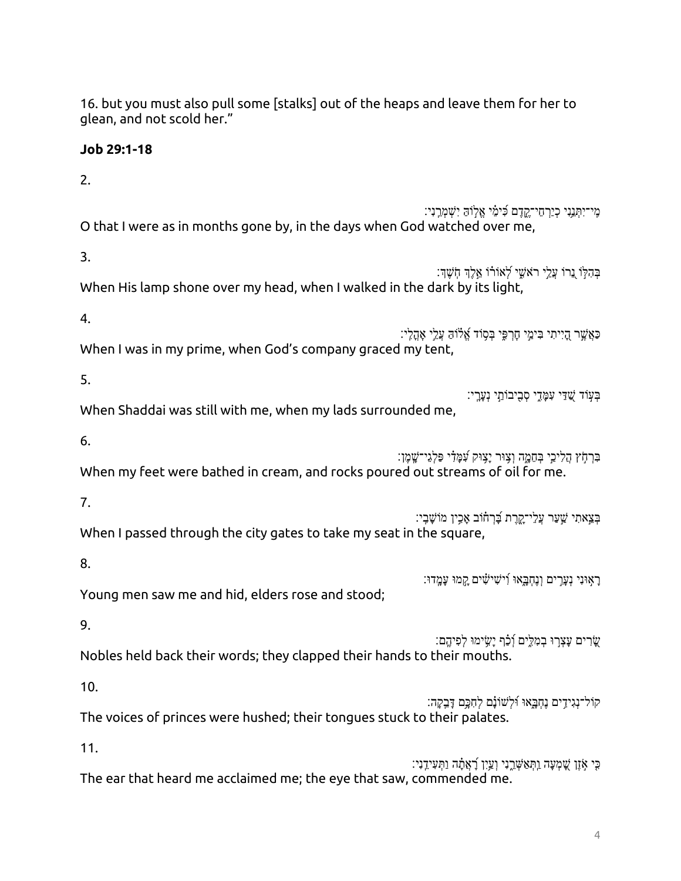16. but you must also pull some [stalks] out of the heaps and leave them for her to glean, and not scold her."

**Job 29:1-18**

2.

מִֽי־יִתְּנֵ֣נִי כְיַרְחֵי־קֶ֑דֶם כִּ֝ימֵ֗י אֱל֣וֹהַּ יִשְׁמְרֵֽנִי׃

O that I were as in months gone by, in the days when God watched over me,

3.

בְּהִלּ֣וֹ נֵ֭רוֹ עֲלֵ֣י רֹאשִׁ֑י לְ֝אוֹר֗וֹ אֵ֣לֶךְ חֹֽשֶׁךְ׃

When His lamp shone over my head, when I walked in the dark by its light,

4.

כַּאֲשֶׁ֣ר הָ֭יִיתִי בִּימֵ֣י חָרְפִּ֑י בְּס֥וֹד אֱ֝ל֗וֹהַּ עֲלֵ֣י אָהֳלִֽי׃

When I was in my prime, when God's company graced my tent,

5.

בְּע֣וֹד שַׁ֭דַּי עִמָּדִ֑י סְבִ֘יב֥וֹתַ֗י נְעָרָֽי׃

When Shaddai was still with me, when my lads surrounded me,

6.

בִּרְח֣וֹץ הֲלִיכַ֣י בְּחֵמָ֑ה וְצ֥וּר יָ֝צ֗וּק עִ֝מָּדִ֗י פַּלְגֵי־שָֽׁמֶן׃

When my feet were bathed in cream, and rocks poured out streams of oil for me.

7.

בְּצֵ֣אתִי שַׁ֭עַר עֲלֵי־קָ֑רֶת בָּ֝רְח֗וֹב אָכִ֥ין מוֹשָׁבִֽי׃

When I passed through the city gates to take my seat in the square,

8.

רָא֣וּנִי נְעָרִ֣ים וְנֶחְבָּ֑אוּ וִֽ֝ישִׁישִׁ֗ים קָ֣מוּ עָמָֽדוּ׃

Young men saw me and hid, elders rose and stood;

9.

שָׂ֭רִים עָצְר֣וּ בְמִלִּ֑ים וְ֝כַ֗ף יָשִׂ֥ימוּ לְפִיהֶֽם׃

Nobles held back their words; they clapped their hands to their mouths.

10.

קוֹל־נְגִידִ֥ים נֶחְבָּ֑אוּ וּ֝לְשׁוֹנָ֗ם לְחִכָּ֥ם דָּבֵֽקָה׃

The voices of princes were hushed; their tongues stuck to their palates.

11.

כִּ֤י אֹ֣זֶן שָׁ֭מְעָה וַתְּאַשְּׁרֵ֑נִי וְעַ֥יִן רָ֝אֲתָ֗ה וַתְּעִידֵֽנִי׃

The ear that heard me acclaimed me; the eye that saw, commended me.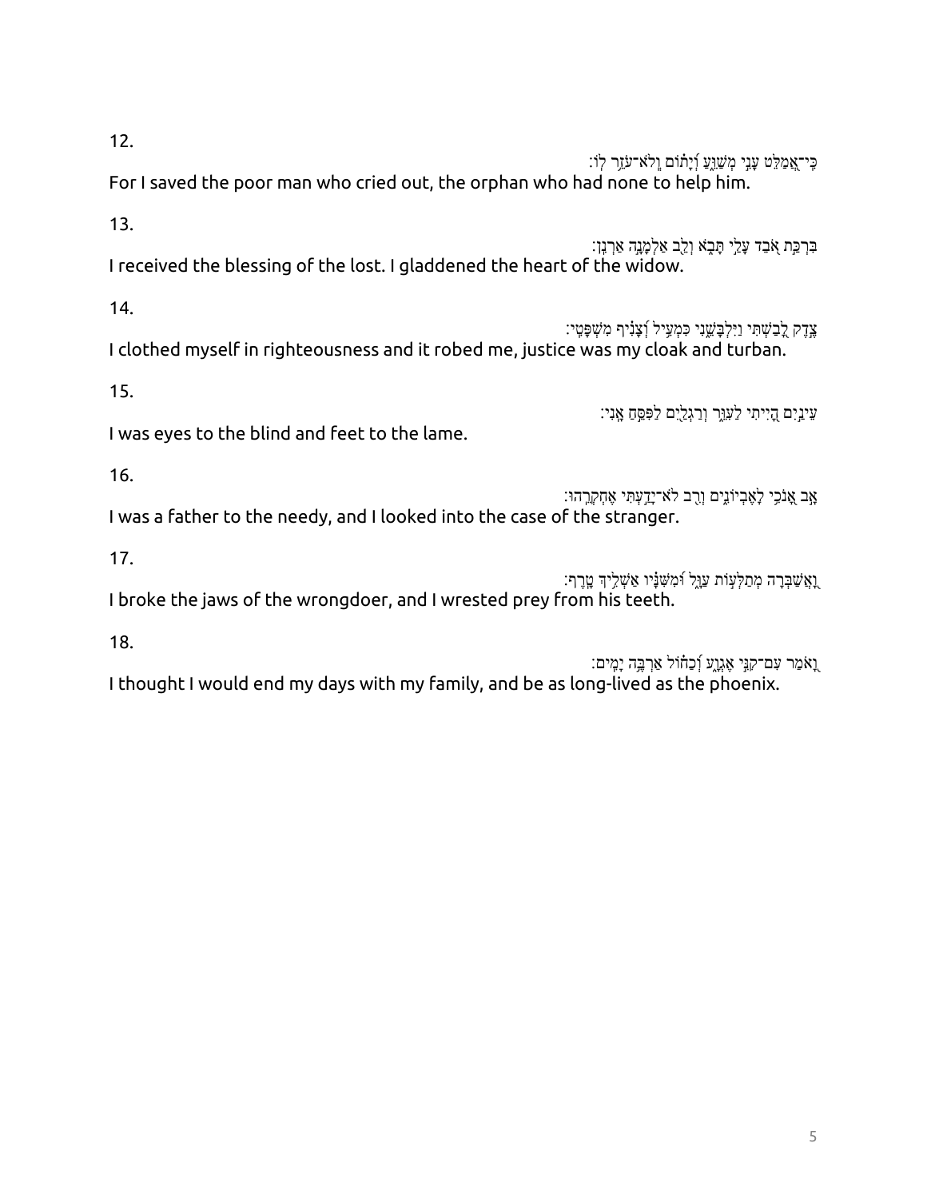12.

כִּֽי־אֲ֭מַלֵּט עָנִ֣י מְשַׁוֵּ֑עַ וְ֝יָת֗וֹם וְֽלֹא־עֹזֵ֥ר לֽוֹ׃

For I saved the poor man who cried out, the orphan who had none to help him.

13.

בִּרְכַּ֣ת אֹ֭בֵד עָלַ֣י תָּבֹ֑א וְלֵ֖ב אַלְמָנָ֣ה אַרְנִֽן׃

I received the blessing of the lost. I gladdened the heart of the widow.

14.

צֶ֣דֶק לָ֭בַשְׁתִּי וַיִּלְבָּשֵׁ֑נִי כִּמְעִ֥יל וְ֝צָנִ֗יף מִשְׁפָּטִֽי׃

I clothed myself in righteousness and it robed me, justice was my cloak and turban.

15.

עֵ֭ינַיִם הָיִ֣יתִי לַֽעִוֵּ֑ר וְרַגְלַ֖יִם לַפִּסֵּ֣חַ אָֽנִי׃

I was eyes to the blind and feet to the lame.

16.

אָ֣ב אָ֭נֹכִי לָֽאֶבְיוֹנִ֑ים וְרִ֥ב לֹא־יָ֝דַ֗עְתִּי אֶחְקְרֵֽהוּ׃

I was a father to the needy, and I looked into the case of the stranger.

17.

וָ֭אֲשַׁבְּרָה מְתַלְּע֣וֹת עַוָּ֑ל וּ֝מִשִּׁנָּ֗יו אַשְׁלִ֥יךְ טָֽרֶף׃

I broke the jaws of the wrongdoer, and I wrested prey from his teeth.

18.

וָ֭אֹמַר עִם־קִנִּ֣י אֶגְוָ֑ע וְ֝כַח֗וֹל אַרְבֶּ֥ה יָמִֽים׃

I thought I would end my days with my family, and be as long-lived as the phoenix.